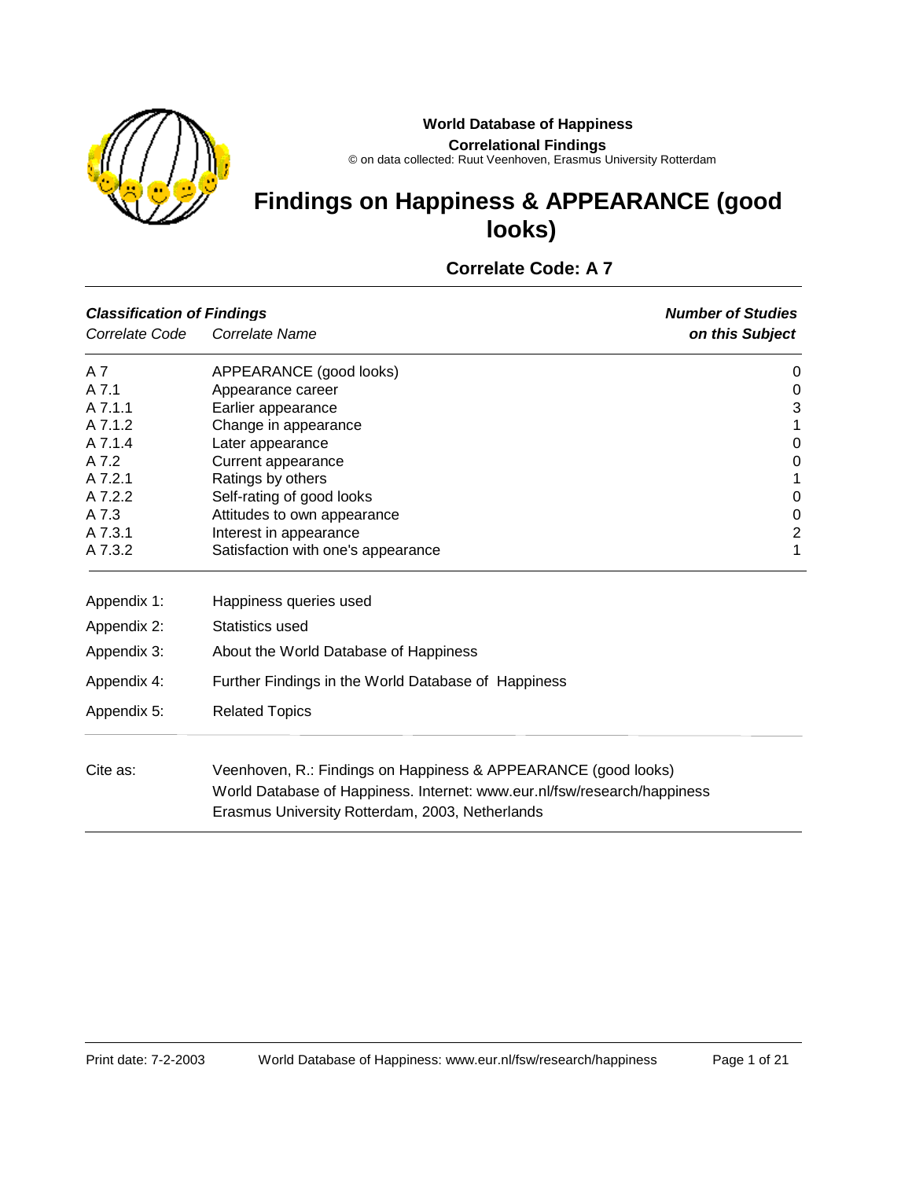**World Database of Happiness**

**Correlational Findings**

© on data collected: Ruut Veenhoven, Erasmus University Rotterdam

# Findings on Happiness & APPEARANCE (good looks)

## Correlate Code: A 7

| ***Classification of Findings*** *Correlate Code* | *Correlate Name* | ***Number of Studies on this Subject*** |
|---|---|---|
| A 7 | APPEARANCE (good looks) | 0 |
| A 7.1 | Appearance career | 0 |
| A 7.1.1 | Earlier appearance | 3 |
| A 7.1.2 | Change in appearance | 1 |
| A 7.1.4 | Later appearance | 0 |
| A 7.2 | Current appearance | 0 |
| A 7.2.1 | Ratings by others | 1 |
| A 7.2.2 | Self-rating of good looks | 0 |
| A 7.3 | Attitudes to own appearance | 0 |
| A 7.3.1 | Interest in appearance | 2 |
| A 7.3.2 | Satisfaction with one's appearance | 1 |

Appendix 1: Happiness queries used

Appendix 2: Statistics used

Appendix 3: About the World Database of Happiness

Appendix 4: Further Findings in the World Database of Happiness

Appendix 5: Related Topics

Cite as: Veenhoven, R.: Findings on Happiness & APPEARANCE (good looks)
World Database of Happiness. Internet: www.eur.nl/fsw/research/happiness
Erasmus University Rotterdam, 2003, Netherlands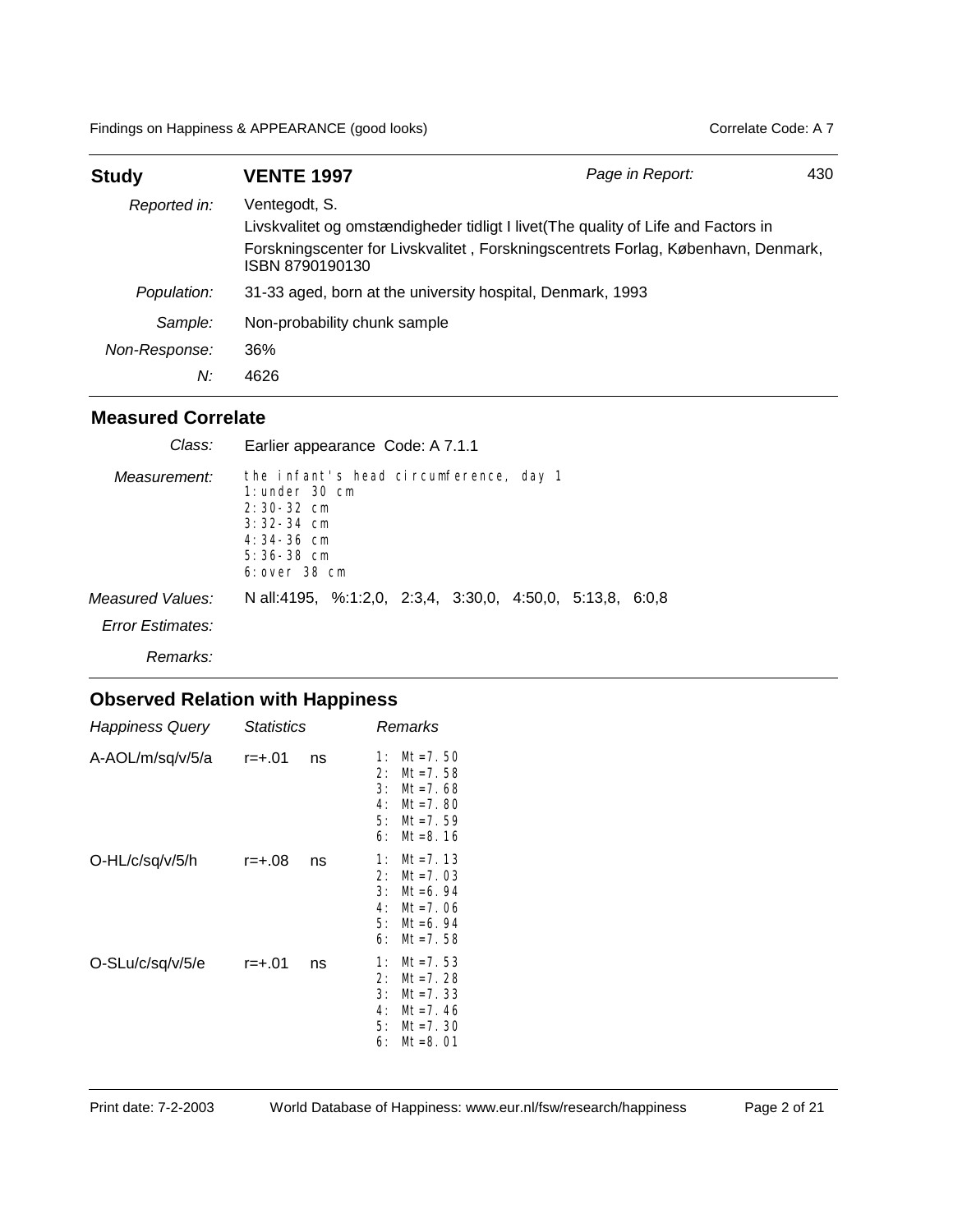| **Study** | **VENTE 1997** | *Page in Report:* 430 |
|---|---|---|
| *Reported in:* | Ventegodt, S.<br>Livskvalitet og omstændigheder tidligt I livet(The quality of Life and Factors in<br>Forskningscenter for Livskvalitet , Forskningscentrets Forlag, København, Denmark, ISBN 8790190130 | |
| *Population:* | 31-33 aged, born at the university hospital, Denmark, 1993 | |
| *Sample:* | Non-probability chunk sample | |
| *Non-Response:* | 36% | |
| *N:* | 4626 | |

## Measured Correlate

*Class:* Earlier appearance Code: A 7.1.1

*Measurement:* the infant's head circumference, day 1
1: under 30 cm
2: 30-32 cm
3: 32-34 cm
4: 34-36 cm
5: 36-38 cm
6: over 38 cm

*Measured Values:* N all:4195, %:1:2,0, 2:3,4, 3:30,0, 4:50,0, 5:13,8, 6:0,8

*Error Estimates:*

*Remarks:*

## Observed Relation with Happiness

| *Happiness Query* | *Statistics* | | *Remarks* |
|---|---|---|---|
| A-AOL/m/sq/v/5/a | r=+.01 | ns | 1: Mt=7.50<br>2: Mt=7.58<br>3: Mt=7.68<br>4: Mt=7.80<br>5: Mt=7.59<br>6: Mt=8.16 |
| O-HL/c/sq/v/5/h | r=+.08 | ns | 1: Mt=7.13<br>2: Mt=7.03<br>3: Mt=6.94<br>4: Mt=7.06<br>5: Mt=6.94<br>6: Mt=7.58 |
| O-SLu/c/sq/v/5/e | r=+.01 | ns | 1: Mt=7.53<br>2: Mt=7.28<br>3: Mt=7.33<br>4: Mt=7.46<br>5: Mt=7.30<br>6: Mt=8.01 |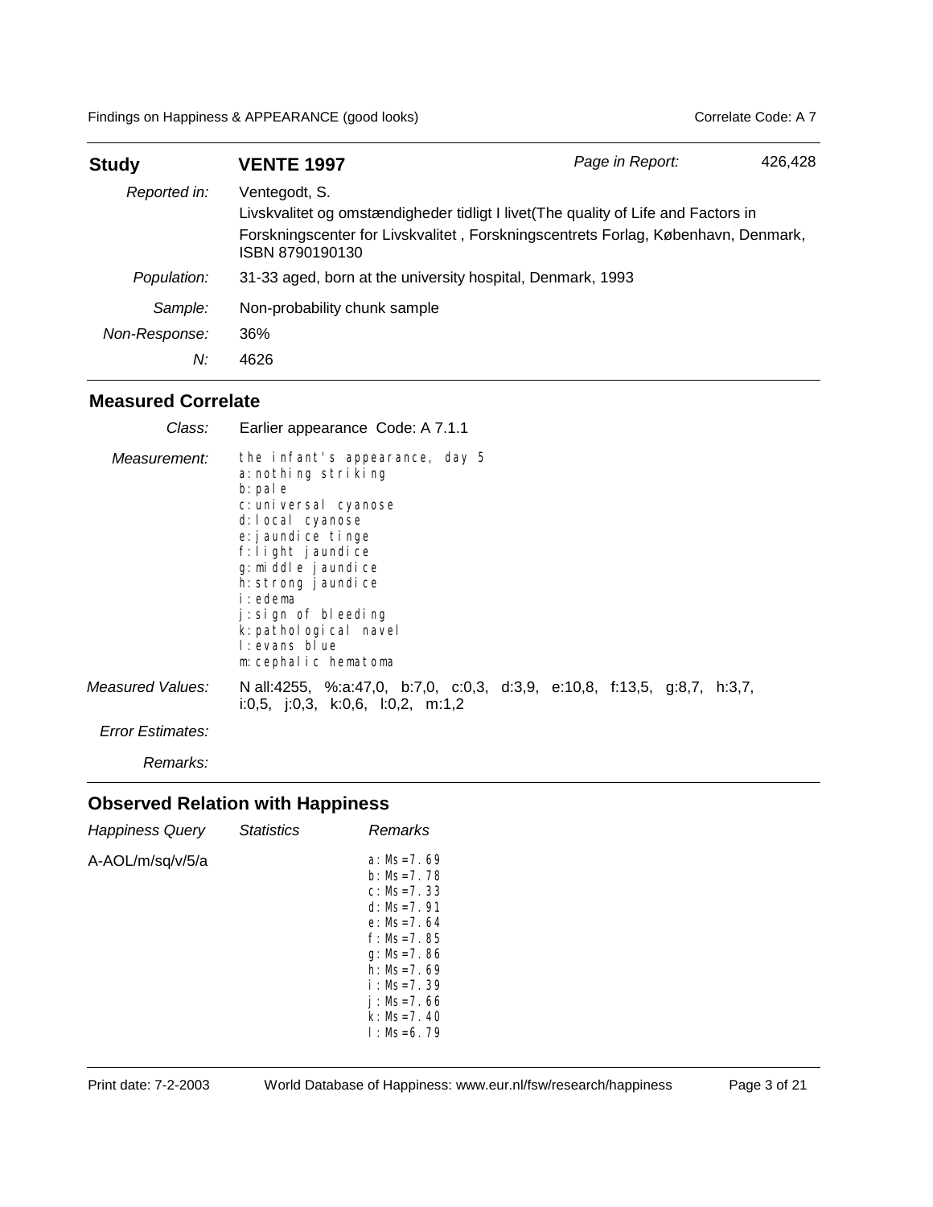## Study: VENTE 1997

*Page in Report:* 426,428

| | |
|---|---|
| *Reported in:* | Ventegodt, S.<br>Livskvalitet og omstændigheder tidligt I livet(The quality of Life and Factors in<br>Forskningscenter for Livskvalitet , Forskningscentrets Forlag, København, Denmark, ISBN 8790190130 |
| *Population:* | 31-33 aged, born at the university hospital, Denmark, 1993 |
| *Sample:* | Non-probability chunk sample |
| *Non-Response:* | 36% |
| *N:* | 4626 |

### Measured Correlate

*Class:* Earlier appearance Code: A 7.1.1

*Measurement:*

```
the infant's appearance, day 5
a:nothing striking
b:pale
c:universal cyanose
d:local cyanose
e:jaundice tinge
f:light jaundice
g:middle jaundice
h:strong jaundice
i:edema
j:sign of bleeding
k:pathological navel
l:evans blue
m:cephalic hematoma
```

*Measured Values:* N all:4255, %:a:47,0, b:7,0, c:0,3, d:3,9, e:10,8, f:13,5, g:8,7, h:3,7, i:0,5, j:0,3, k:0,6, l:0,2, m:1,2

*Error Estimates:*

*Remarks:*

### Observed Relation with Happiness

| *Happiness Query* | *Statistics* | *Remarks* |
|---|---|---|
| A-AOL/m/sq/v/5/a | | a: Ms=7.69<br>b: Ms=7.78<br>c: Ms=7.33<br>d: Ms=7.91<br>e: Ms=7.64<br>f: Ms=7.85<br>g: Ms=7.86<br>h: Ms=7.69<br>i: Ms=7.39<br>j: Ms=7.66<br>k: Ms=7.40<br>l: Ms=6.79 |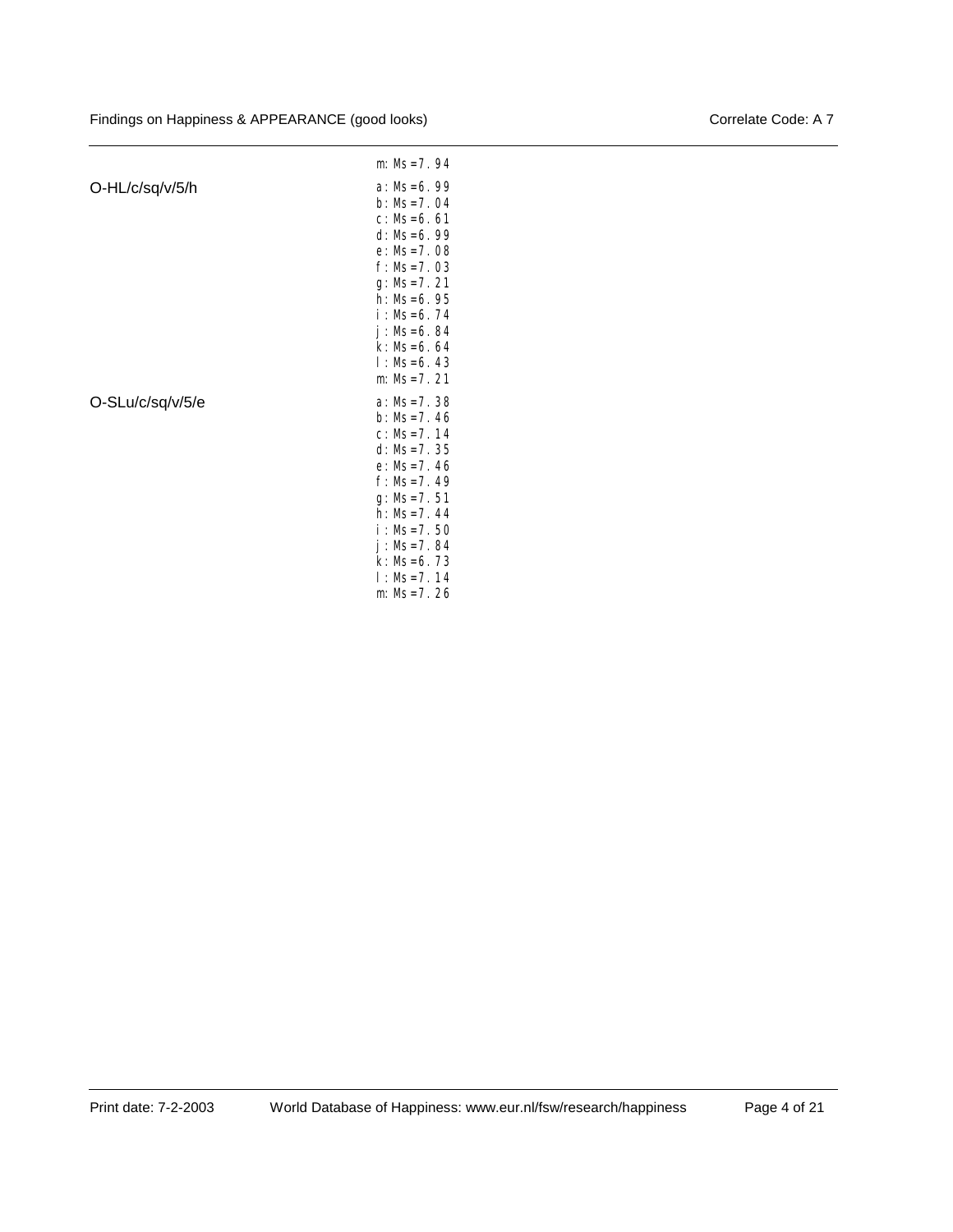| | |
|---|---|
| | m: Ms=7.94 |
| O-HL/c/sq/v/5/h | a: Ms=6.99 |
| | b: Ms=7.04 |
| | c: Ms=6.61 |
| | d: Ms=6.99 |
| | e: Ms=7.08 |
| | f: Ms=7.03 |
| | g: Ms=7.21 |
| | h: Ms=6.95 |
| | i: Ms=6.74 |
| | j: Ms=6.84 |
| | k: Ms=6.64 |
| | l: Ms=6.43 |
| | m: Ms=7.21 |
| O-SLu/c/sq/v/5/e | a: Ms=7.38 |
| | b: Ms=7.46 |
| | c: Ms=7.14 |
| | d: Ms=7.35 |
| | e: Ms=7.46 |
| | f: Ms=7.49 |
| | g: Ms=7.51 |
| | h: Ms=7.44 |
| | i: Ms=7.50 |
| | j: Ms=7.84 |
| | k: Ms=6.73 |
| | l: Ms=7.14 |
| | m: Ms=7.26 |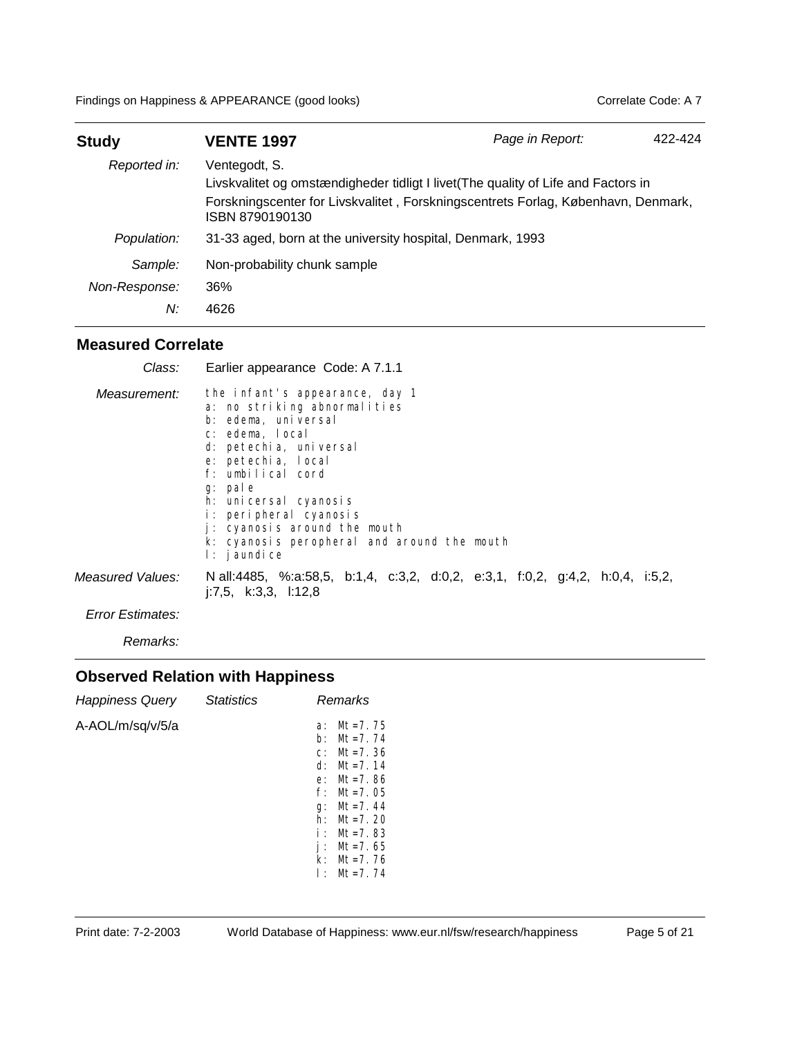| **Study** | **VENTE 1997** | *Page in Report:* | 422-424 |
|---|---|---|---|
| *Reported in:* | Ventegodt, S.<br>Livskvalitet og omstændigheder tidligt I livet(The quality of Life and Factors in<br>Forskningscenter for Livskvalitet , Forskningscentrets Forlag, København, Denmark, ISBN 8790190130 | | |
| *Population:* | 31-33 aged, born at the university hospital, Denmark, 1993 | | |
| *Sample:* | Non-probability chunk sample | | |
| *Non-Response:* | 36% | | |
| *N:* | 4626 | | |

## Measured Correlate

| | |
|---|---|
| *Class:* | Earlier appearance Code: A 7.1.1 |
| *Measurement:* | the infant's appearance, day 1<br>a: no striking abnormalities<br>b: edema, universal<br>c: edema, local<br>d: petechia, universal<br>e: petechia, local<br>f: umbilical cord<br>g: pale<br>h: unicersal cyanosis<br>i: peripheral cyanosis<br>j: cyanosis around the mouth<br>k: cyanosis peropheral and around the mouth<br>l: jaundice |
| *Measured Values:* | N all:4485, %:a:58,5, b:1,4, c:3,2, d:0,2, e:3,1, f:0,2, g:4,2, h:0,4, i:5,2, j:7,5, k:3,3, l:12,8 |
| *Error Estimates:* | |
| *Remarks:* | |

## Observed Relation with Happiness

| *Happiness Query* | *Statistics* | *Remarks* |
|---|---|---|
| A-AOL/m/sq/v/5/a | | a: Mt=7.75<br>b: Mt=7.74<br>c: Mt=7.36<br>d: Mt=7.14<br>e: Mt=7.86<br>f: Mt=7.05<br>g: Mt=7.44<br>h: Mt=7.20<br>i: Mt=7.83<br>j: Mt=7.65<br>k: Mt=7.76<br>l: Mt=7.74 |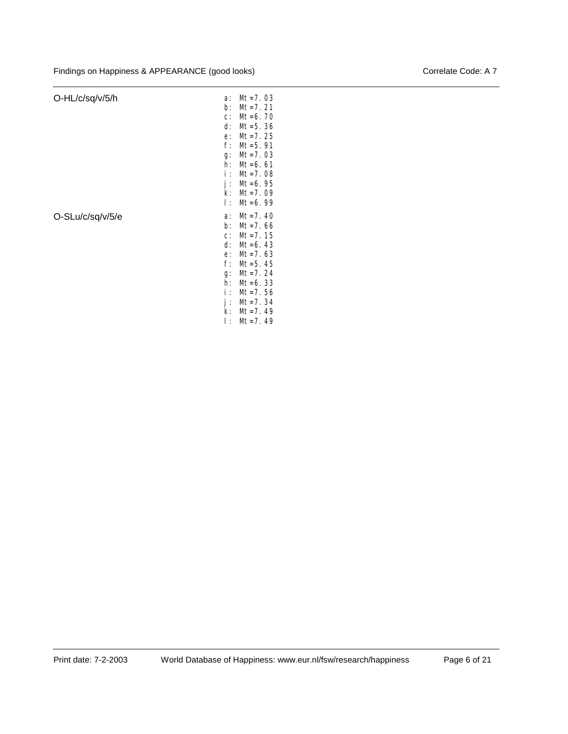| | |
|---|---|
| O-HL/c/sq/v/5/h | a: Mt=7.03<br>b: Mt=7.21<br>c: Mt=6.70<br>d: Mt=5.36<br>e: Mt=7.25<br>f: Mt=5.91<br>g: Mt=7.03<br>h: Mt=6.61<br>i: Mt=7.08<br>j: Mt=6.95<br>k: Mt=7.09<br>l: Mt=6.99 |
| O-SLu/c/sq/v/5/e | a: Mt=7.40<br>b: Mt=7.66<br>c: Mt=7.15<br>d: Mt=6.43<br>e: Mt=7.63<br>f: Mt=5.45<br>g: Mt=7.24<br>h: Mt=6.33<br>i: Mt=7.56<br>j: Mt=7.34<br>k: Mt=7.49<br>l: Mt=7.49 |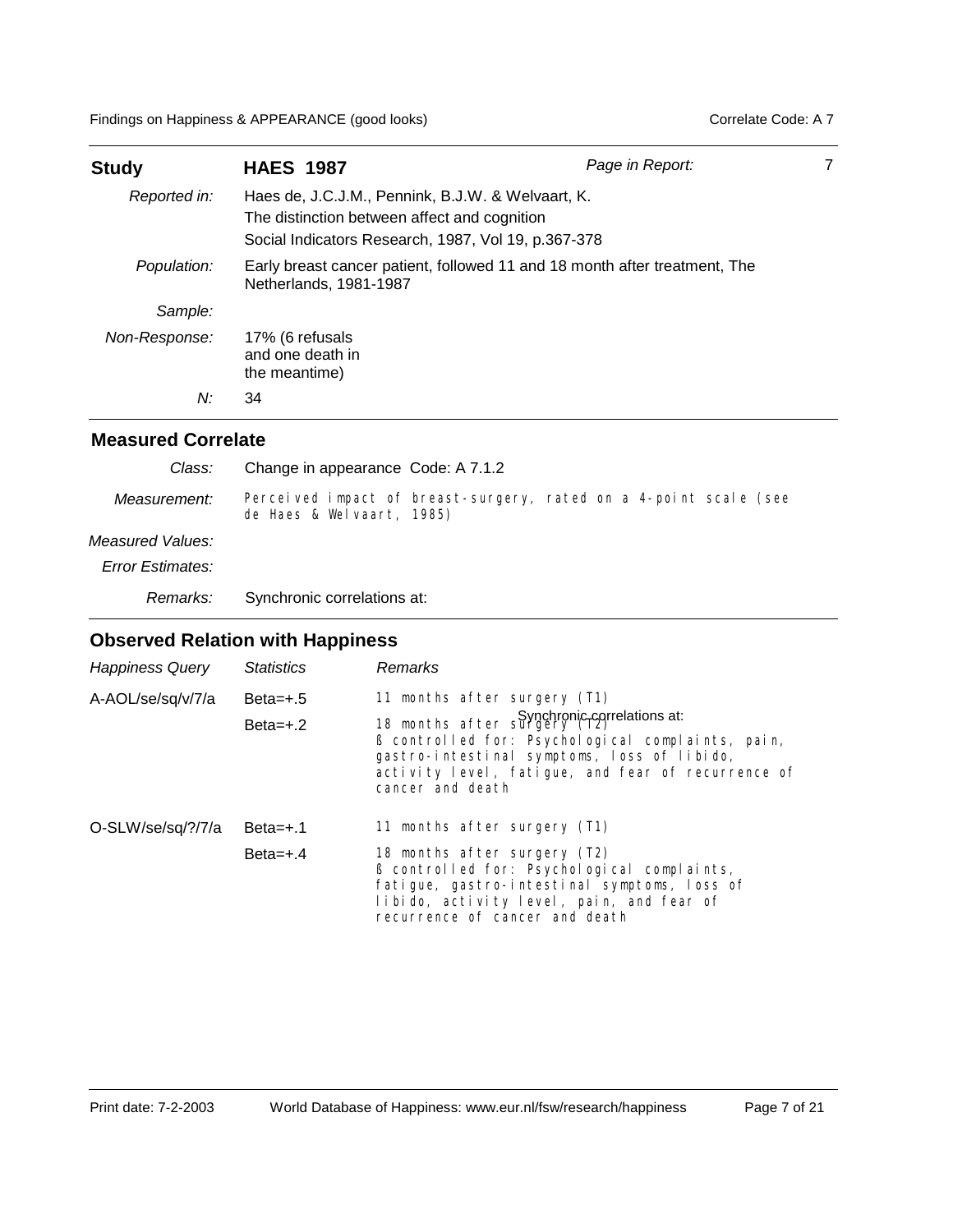| Study | **HAES 1987** | *Page in Report:* 7 |
|---|---|---|
| *Reported in:* | Haes de, J.C.J.M., Pennink, B.J.W. & Welvaart, K.<br>The distinction between affect and cognition<br>Social Indicators Research, 1987, Vol 19, p.367-378 | |
| *Population:* | Early breast cancer patient, followed 11 and 18 month after treatment, The Netherlands, 1981-1987 | |
| *Sample:* | | |
| *Non-Response:* | 17% (6 refusals and one death in the meantime) | |
| *N:* | 34 | |

## Measured Correlate

| | |
|---|---|
| *Class:* | Change in appearance Code: A 7.1.2 |
| *Measurement:* | Perceived impact of breast-surgery, rated on a 4-point scale (see de Haes & Welvaart, 1985) |
| *Measured Values:* | |
| *Error Estimates:* | |
| *Remarks:* | Synchronic correlations at: |

## Observed Relation with Happiness

| *Happiness Query* | *Statistics* | *Remarks* |
|---|---|---|
| A-AOL/se/sq/v/7/a | Beta=+.5 | 11 months after surgery (T1) |
| | Beta=+.2 | 18 months after surgery (T2)<br>ß controlled for: Psychological complaints, pain, gastro-intestinal symptoms, loss of libido, activity level, fatigue, and fear of recurrence of cancer and death |
| O-SLW/se/sq/?/7/a | Beta=+.1 | 11 months after surgery (T1) |
| | Beta=+.4 | 18 months after surgery (T2)<br>ß controlled for: Psychological complaints, fatigue, gastro-intestinal symptoms, loss of libido, activity level, pain, and fear of recurrence of cancer and death |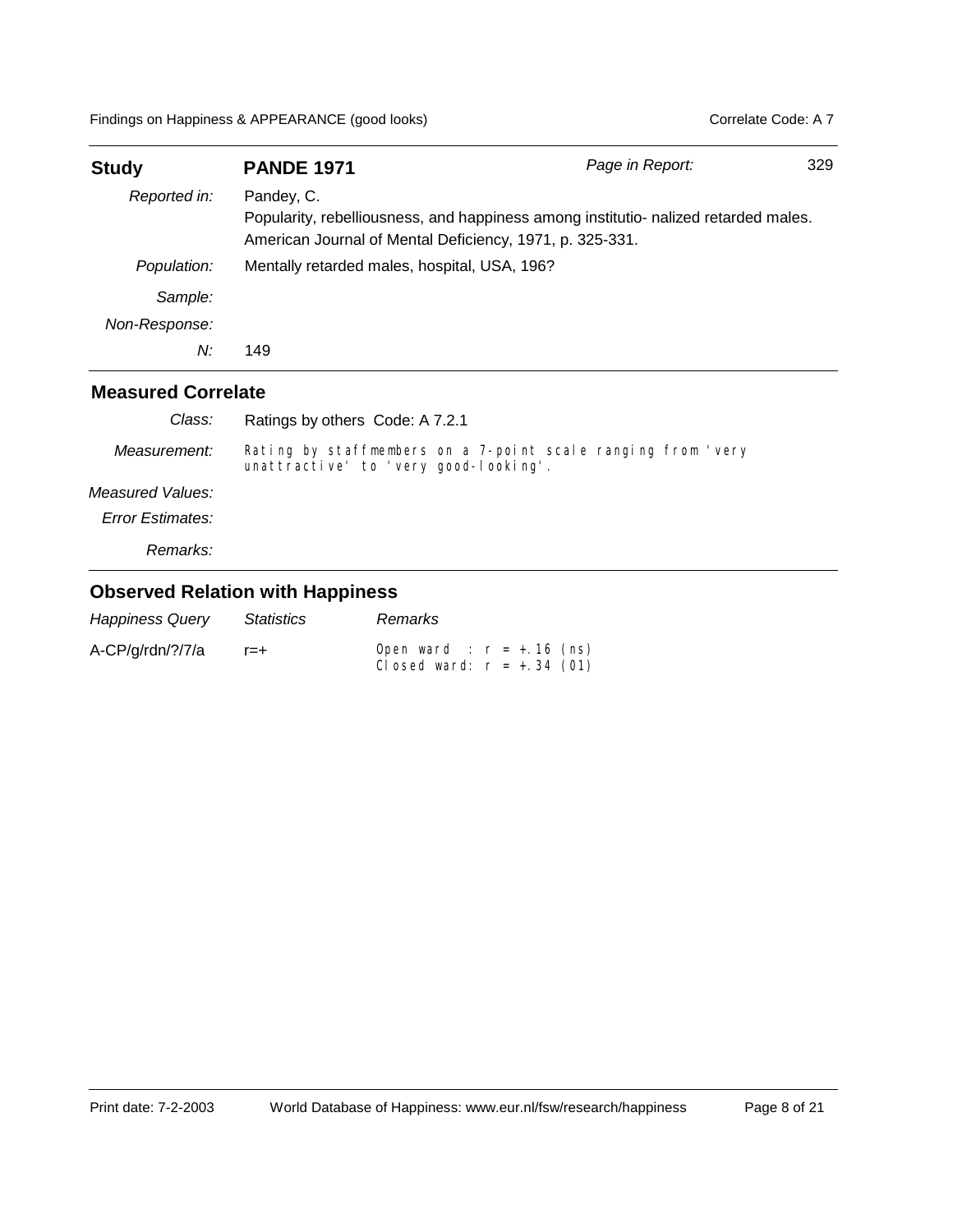| **Study** | **PANDE 1971** | *Page in Report:* | 329 |
|---|---|---|---|
| *Reported in:* | Pandey, C.<br>Popularity, rebelliousness, and happiness among institutio- nalized retarded males.<br>American Journal of Mental Deficiency, 1971, p. 325-331. | | |
| *Population:* | Mentally retarded males, hospital, USA, 196? | | |
| *Sample:* | | | |
| *Non-Response:* | | | |
| *N:* | 149 | | |

## Measured Correlate

| | |
|---|---|
| *Class:* | Ratings by others Code: A 7.2.1 |
| *Measurement:* | Rating by staffmembers on a 7-point scale ranging from 'very unattractive' to 'very good-looking'. |
| *Measured Values:* | |
| *Error Estimates:* | |
| *Remarks:* | |

## Observed Relation with Happiness

| *Happiness Query* | *Statistics* | *Remarks* |
|---|---|---|
| A-CP/g/rdn/?/7/a | r=+ | Open ward : r = +.16 (ns)<br>Closed ward: r = +.34 (01) |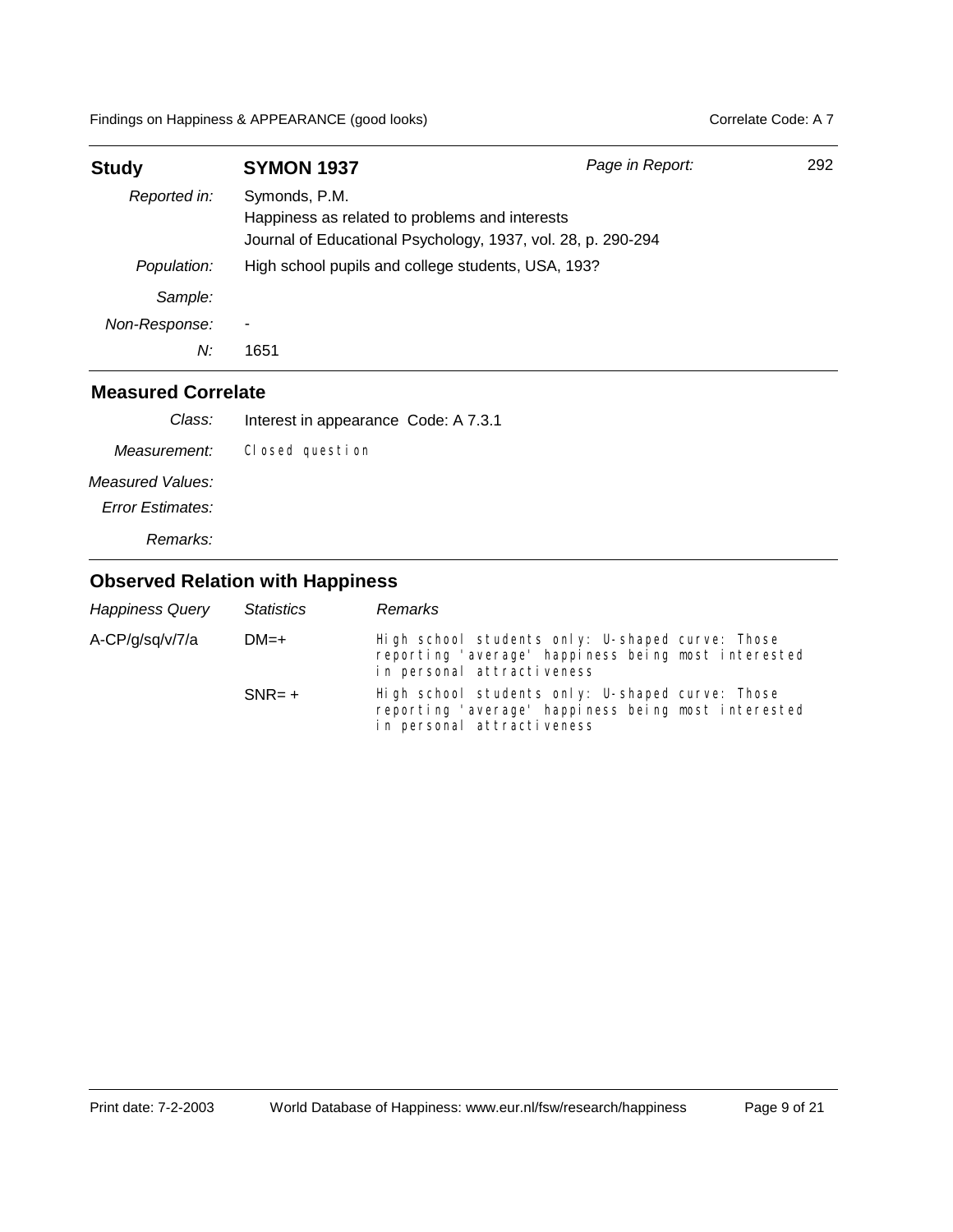| **Study** | **SYMON 1937** | *Page in Report:* 292 |
|---|---|---|
| *Reported in:* | Symonds, P.M.<br>Happiness as related to problems and interests<br>Journal of Educational Psychology, 1937, vol. 28, p. 290-294 | |
| *Population:* | High school pupils and college students, USA, 193? | |
| *Sample:* | | |
| *Non-Response:* | - | |
| *N:* | 1651 | |

## Measured Correlate

| | |
|---|---|
| *Class:* | Interest in appearance Code: A 7.3.1 |
| *Measurement:* | Closed question |
| *Measured Values:* | |
| *Error Estimates:* | |
| *Remarks:* | |

## Observed Relation with Happiness

| *Happiness Query* | *Statistics* | *Remarks* |
|---|---|---|
| A-CP/g/sq/v/7/a | DM=+ | High school students only: U-shaped curve: Those reporting 'average' happiness being most interested in personal attractiveness |
| | SNR= + | High school students only: U-shaped curve: Those reporting 'average' happiness being most interested in personal attractiveness |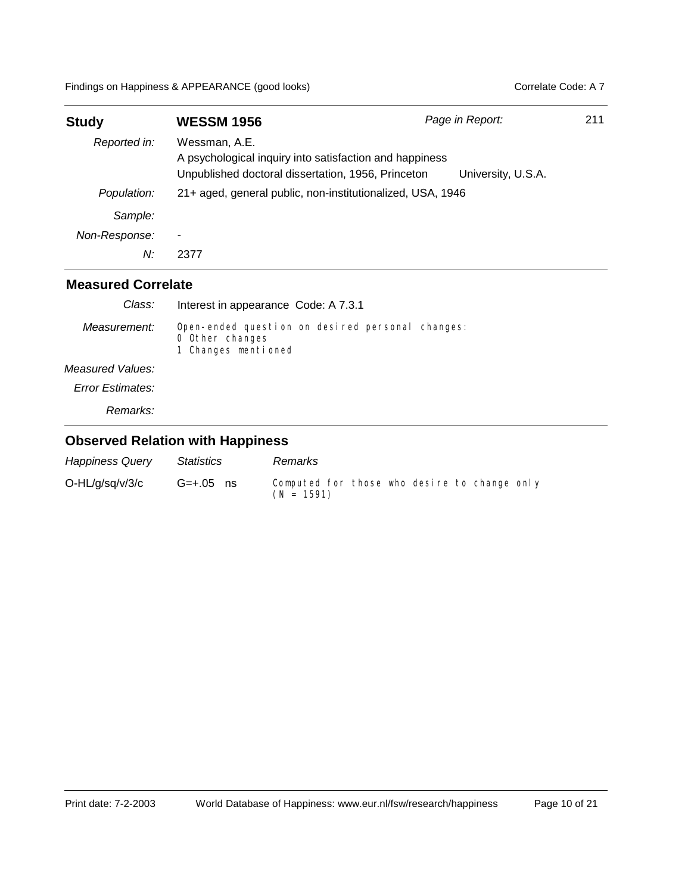| **Study** | **WESSM 1956** | *Page in Report:* | 211 |
|---|---|---|---|
| *Reported in:* | Wessman, A.E.<br>A psychological inquiry into satisfaction and happiness<br>Unpublished doctoral dissertation, 1956, Princeton University, U.S.A. | | |
| *Population:* | 21+ aged, general public, non-institutionalized, USA, 1946 | | |
| *Sample:* | | | |
| *Non-Response:* | - | | |
| *N:* | 2377 | | |

## Measured Correlate

| | |
|---|---|
| *Class:* | Interest in appearance Code: A 7.3.1 |
| *Measurement:* | Open-ended question on desired personal changes:<br>0 Other changes<br>1 Changes mentioned |
| *Measured Values:* | |
| *Error Estimates:* | |
| *Remarks:* | |

## Observed Relation with Happiness

| *Happiness Query* | *Statistics* | *Remarks* |
|---|---|---|
| O-HL/g/sq/v/3/c | G=+.05 ns | Computed for those who desire to change only (N = 1591) |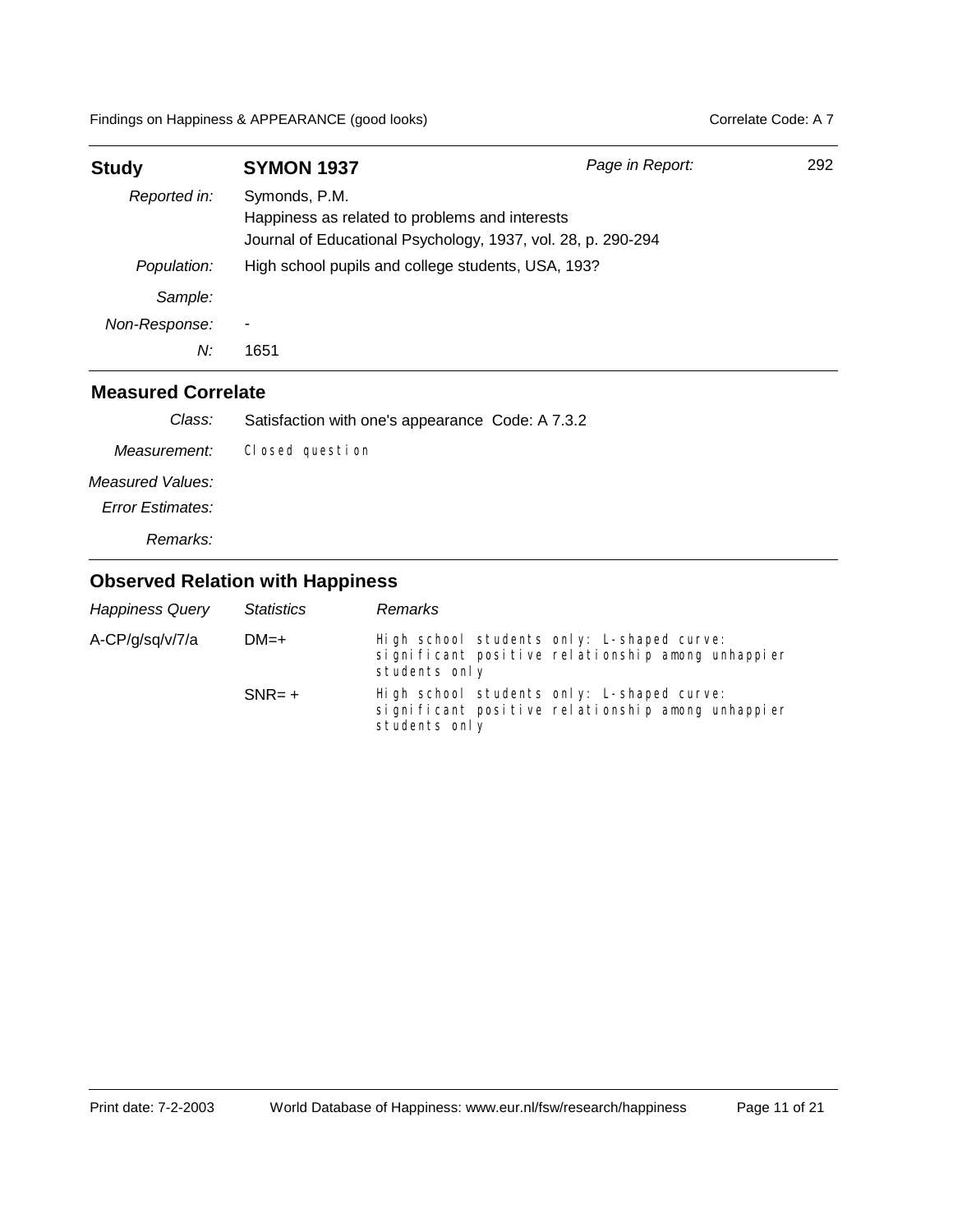| Study | SYMON 1937 | Page in Report: | 292 |
|---|---|---|---|
| *Reported in:* | Symonds, P.M.<br>Happiness as related to problems and interests<br>Journal of Educational Psychology, 1937, vol. 28, p. 290-294 | | |
| *Population:* | High school pupils and college students, USA, 193? | | |
| *Sample:* | | | |
| *Non-Response:* | - | | |
| *N:* | 1651 | | |

## Measured Correlate

| | |
|---|---|
| *Class:* | Satisfaction with one's appearance Code: A 7.3.2 |
| *Measurement:* | Closed question |
| *Measured Values:* | |
| *Error Estimates:* | |
| *Remarks:* | |

## Observed Relation with Happiness

| *Happiness Query* | *Statistics* | *Remarks* |
|---|---|---|
| A-CP/g/sq/v/7/a | DM=+ | High school students only: L-shaped curve: significant positive relationship among unhappier students only |
| | SNR= + | High school students only: L-shaped curve: significant positive relationship among unhappier students only |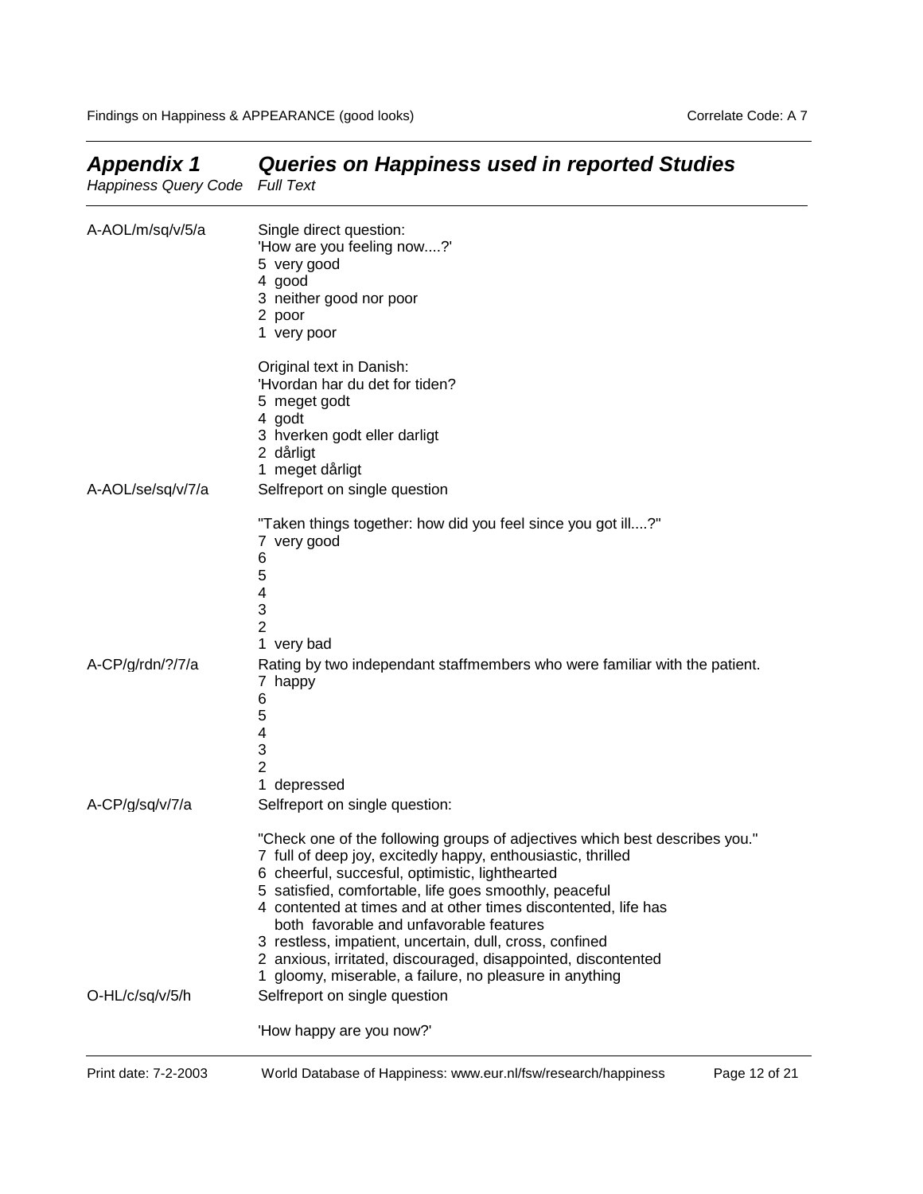## *Appendix 1 Queries on Happiness used in reported Studies*

| *Happiness Query Code* | *Full Text* |
|---|---|
| A-AOL/m/sq/v/5/a | Single direct question:<br>'How are you feeling now....?'<br>5 very good<br>4 good<br>3 neither good nor poor<br>2 poor<br>1 very poor<br><br>Original text in Danish:<br>'Hvordan har du det for tiden?<br>5 meget godt<br>4 godt<br>3 hverken godt eller darligt<br>2 dårligt<br>1 meget dårligt |
| A-AOL/se/sq/v/7/a | Selfreport on single question<br><br>"Taken things together: how did you feel since you got ill....?"<br>7 very good<br>6<br>5<br>4<br>3<br>2<br>1 very bad |
| A-CP/g/rdn/?/7/a | Rating by two independant staffmembers who were familiar with the patient.<br>7 happy<br>6<br>5<br>4<br>3<br>2<br>1 depressed |
| A-CP/g/sq/v/7/a | Selfreport on single question:<br><br>"Check one of the following groups of adjectives which best describes you."<br>7 full of deep joy, excitedly happy, enthousiastic, thrilled<br>6 cheerful, succesful, optimistic, lighthearted<br>5 satisfied, comfortable, life goes smoothly, peaceful<br>4 contented at times and at other times discontented, life has both favorable and unfavorable features<br>3 restless, impatient, uncertain, dull, cross, confined<br>2 anxious, irritated, discouraged, disappointed, discontented<br>1 gloomy, miserable, a failure, no pleasure in anything |
| O-HL/c/sq/v/5/h | Selfreport on single question<br><br>'How happy are you now?' |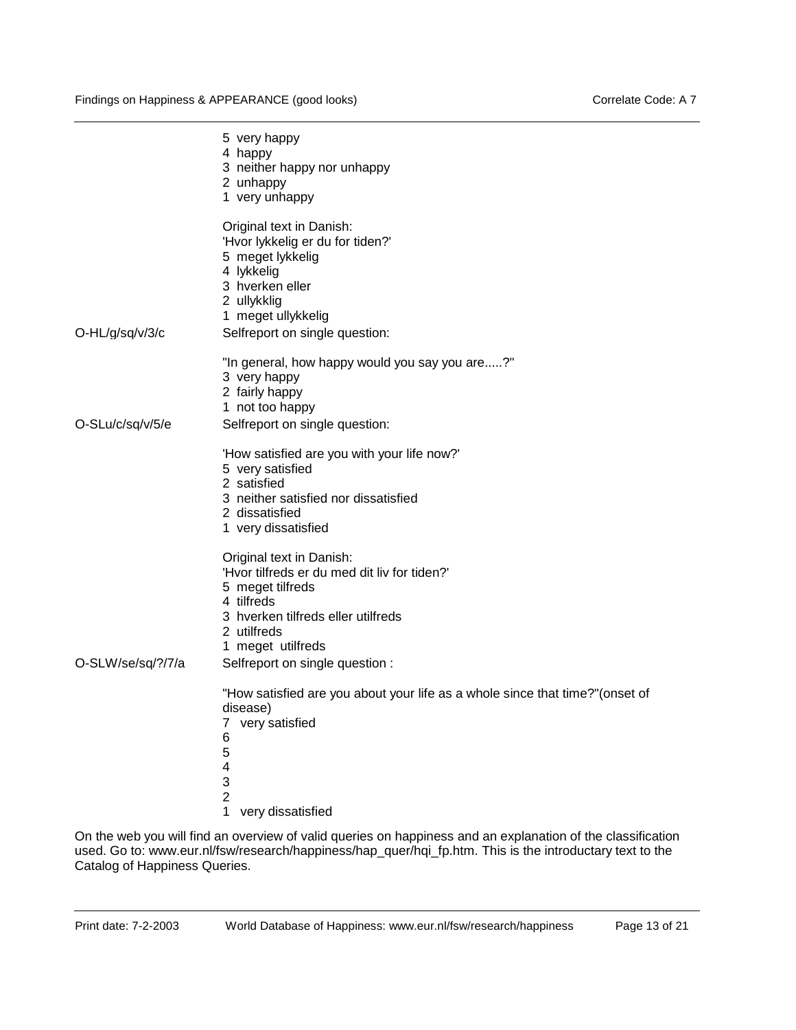5 very happy
4 happy
3 neither happy nor unhappy
2 unhappy
1 very unhappy

Original text in Danish:
'Hvor lykkelig er du for tiden?'
5 meget lykkelig
4 lykkelig
3 hverken eller
2 ullykklig
1 meget ullykkelig

O-HL/g/sq/v/3/c

Selfreport on single question:

"In general, how happy would you say you are.....?"
3 very happy
2 fairly happy
1 not too happy

O-SLu/c/sq/v/5/e

Selfreport on single question:

'How satisfied are you with your life now?'
5 very satisfied
2 satisfied
3 neither satisfied nor dissatisfied
2 dissatisfied
1 very dissatisfied

Original text in Danish:
'Hvor tilfreds er du med dit liv for tiden?'
5 meget tilfreds
4 tilfreds
3 hverken tilfreds eller utilfreds
2 utilfreds
1 meget utilfreds

O-SLW/se/sq/?/7/a

Selfreport on single question :

"How satisfied are you about your life as a whole since that time?"(onset of disease)
7 very satisfied
6
5
4
3
2
1 very dissatisfied

On the web you will find an overview of valid queries on happiness and an explanation of the classification used. Go to: www.eur.nl/fsw/research/happiness/hap_quer/hqi_fp.htm. This is the introductary text to the Catalog of Happiness Queries.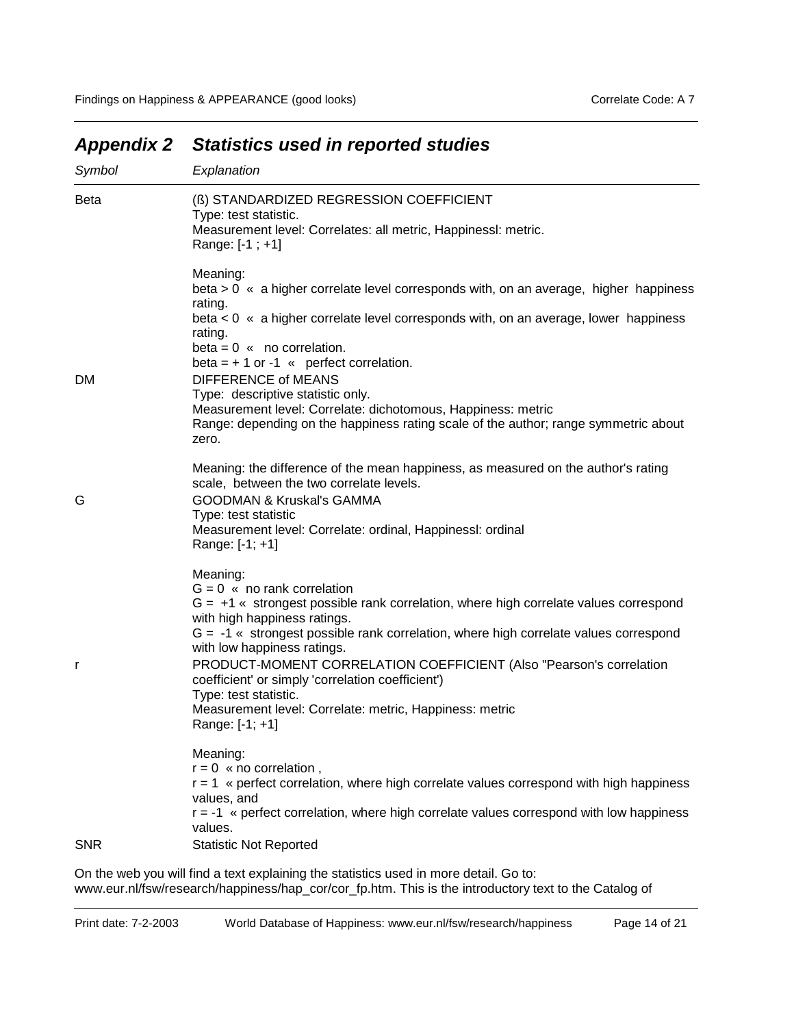## *Appendix 2 Statistics used in reported studies*

| *Symbol* | *Explanation* |
|---|---|
| Beta | (ß) STANDARDIZED REGRESSION COEFFICIENT<br>Type: test statistic.<br>Measurement level: Correlates: all metric, Happinessl: metric.<br>Range: [-1 ; +1]<br><br>Meaning:<br>beta > 0 « a higher correlate level corresponds with, on an average, higher happiness rating.<br>beta < 0 « a higher correlate level corresponds with, on an average, lower happiness rating.<br>beta = 0 « no correlation.<br>beta = + 1 or -1 « perfect correlation. |
| DM | DIFFERENCE of MEANS<br>Type: descriptive statistic only.<br>Measurement level: Correlate: dichotomous, Happiness: metric<br>Range: depending on the happiness rating scale of the author; range symmetric about zero.<br><br>Meaning: the difference of the mean happiness, as measured on the author's rating scale, between the two correlate levels. |
| G | GOODMAN & Kruskal's GAMMA<br>Type: test statistic<br>Measurement level: Correlate: ordinal, Happinessl: ordinal<br>Range: [-1; +1]<br><br>Meaning:<br>G = 0 « no rank correlation<br>G = +1 « strongest possible rank correlation, where high correlate values correspond with high happiness ratings.<br>G = -1 « strongest possible rank correlation, where high correlate values correspond with low happiness ratings. |
| r | PRODUCT-MOMENT CORRELATION COEFFICIENT (Also "Pearson's correlation coefficient' or simply 'correlation coefficient')<br>Type: test statistic.<br>Measurement level: Correlate: metric, Happiness: metric<br>Range: [-1; +1]<br><br>Meaning:<br>r = 0 « no correlation ,<br>r = 1 « perfect correlation, where high correlate values correspond with high happiness values, and<br>r = -1 « perfect correlation, where high correlate values correspond with low happiness values. |
| SNR | Statistic Not Reported |

On the web you will find a text explaining the statistics used in more detail. Go to: www.eur.nl/fsw/research/happiness/hap_cor/cor_fp.htm. This is the introductory text to the Catalog of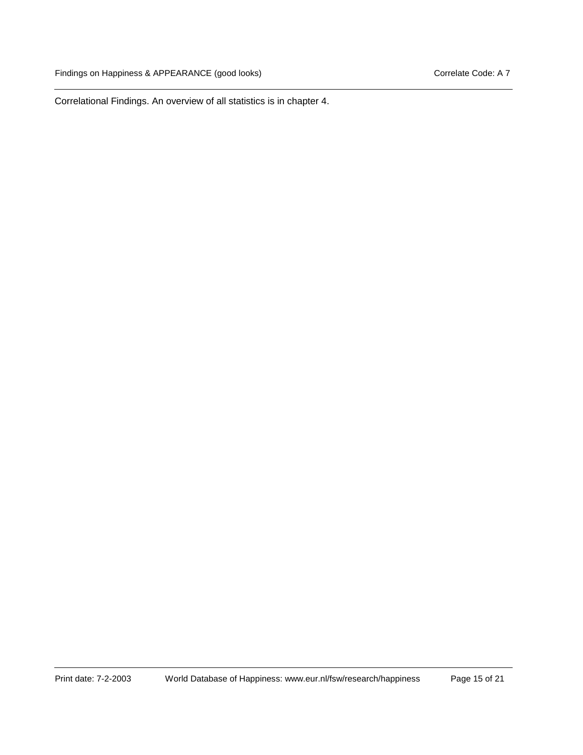Correlational Findings. An overview of all statistics is in chapter 4.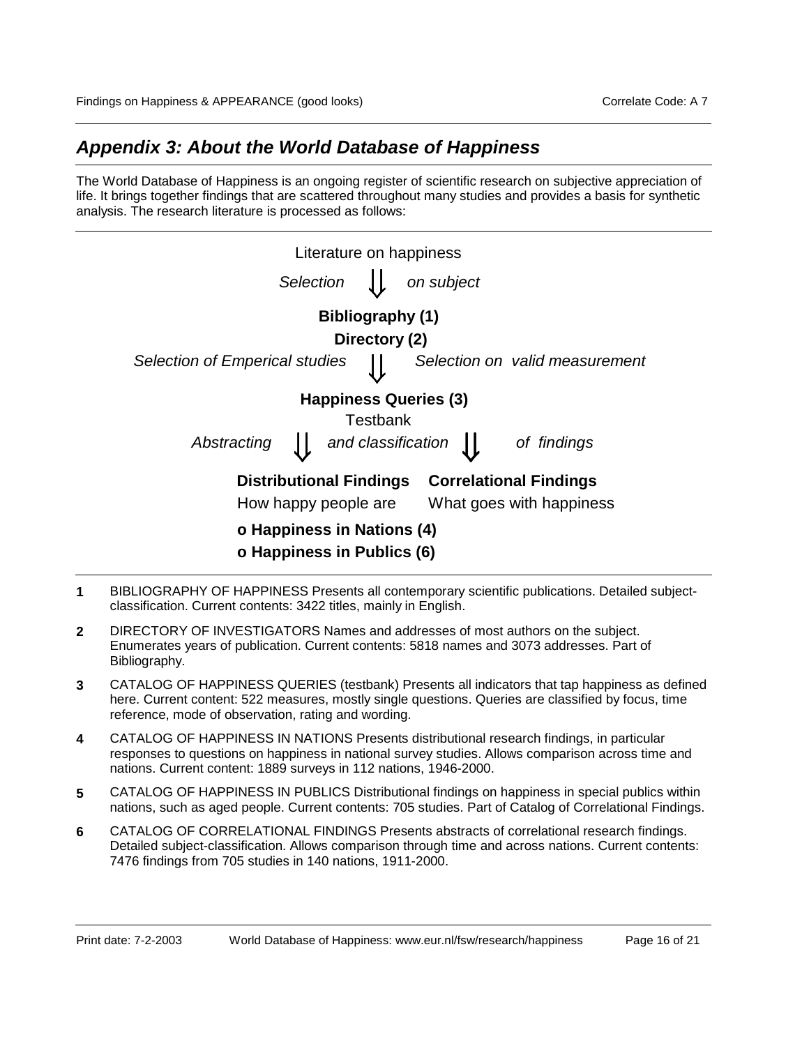## *Appendix 3: About the World Database of Happiness*

The World Database of Happiness is an ongoing register of scientific research on subjective appreciation of life. It brings together findings that are scattered throughout many studies and provides a basis for synthetic analysis. The research literature is processed as follows:

Literature on happiness

*Selection* ⇓ *on subject*

**Bibliography (1)**

**Directory (2)**

*Selection of Emperical studies* ⇓ *Selection on valid measurement*

**Happiness Queries (3)**

Testbank

*Abstracting* ⇓ *and classification* ⇓ *of findings*

| **Distributional Findings** | **Correlational Findings** |
|---|---|
| How happy people are | What goes with happiness |

- **o Happiness in Nations (4)**
- **o Happiness in Publics (6)**

---

**1** BIBLIOGRAPHY OF HAPPINESS Presents all contemporary scientific publications. Detailed subject-classification. Current contents: 3422 titles, mainly in English.

**2** DIRECTORY OF INVESTIGATORS Names and addresses of most authors on the subject. Enumerates years of publication. Current contents: 5818 names and 3073 addresses. Part of Bibliography.

**3** CATALOG OF HAPPINESS QUERIES (testbank) Presents all indicators that tap happiness as defined here. Current content: 522 measures, mostly single questions. Queries are classified by focus, time reference, mode of observation, rating and wording.

**4** CATALOG OF HAPPINESS IN NATIONS Presents distributional research findings, in particular responses to questions on happiness in national survey studies. Allows comparison across time and nations. Current content: 1889 surveys in 112 nations, 1946-2000.

**5** CATALOG OF HAPPINESS IN PUBLICS Distributional findings on happiness in special publics within nations, such as aged people. Current contents: 705 studies. Part of Catalog of Correlational Findings.

**6** CATALOG OF CORRELATIONAL FINDINGS Presents abstracts of correlational research findings. Detailed subject-classification. Allows comparison through time and across nations. Current contents: 7476 findings from 705 studies in 140 nations, 1911-2000.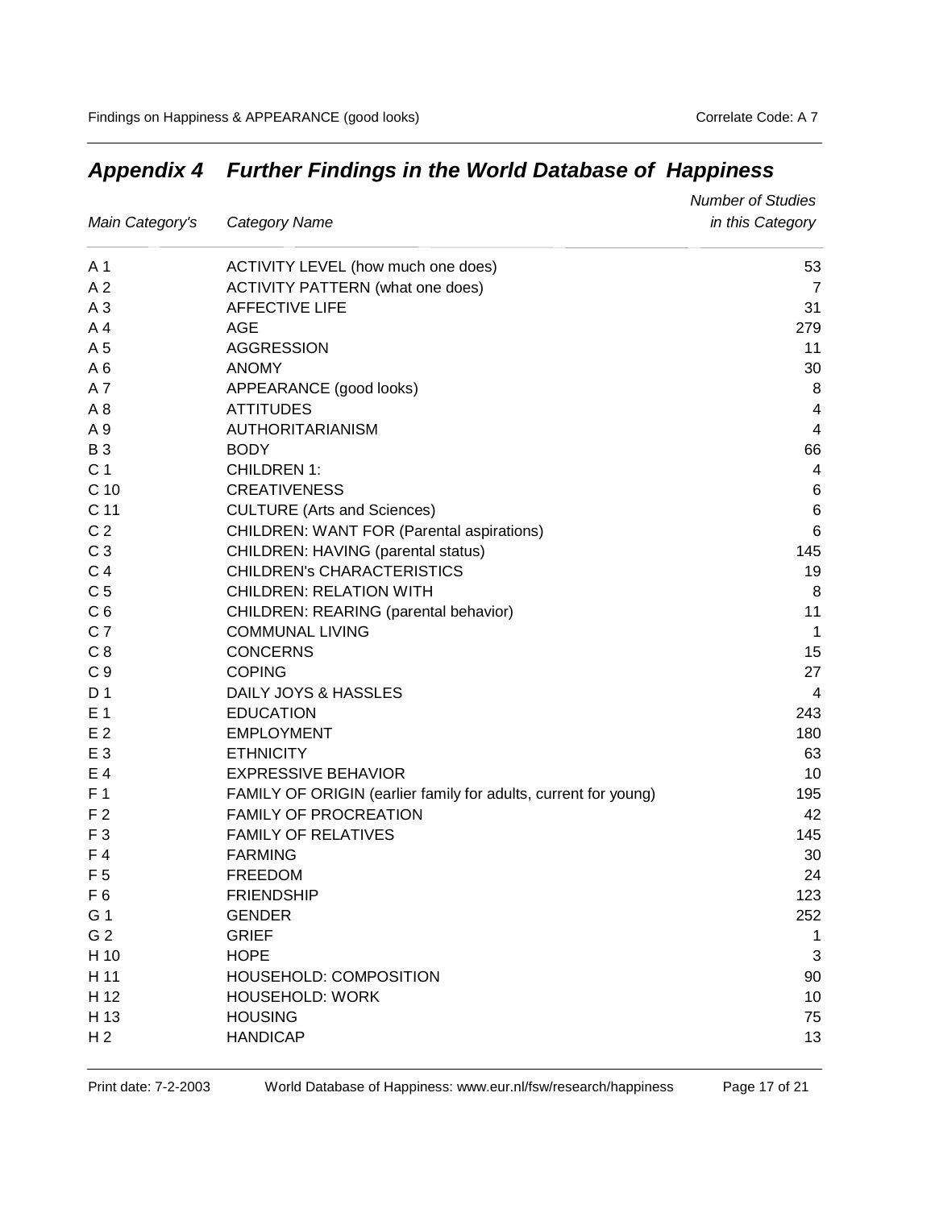## *Appendix 4 Further Findings in the World Database of Happiness*

| *Main Category's* | *Category Name* | *Number of Studies in this Category* |
|---|---|---|
| A 1 | ACTIVITY LEVEL (how much one does) | 53 |
| A 2 | ACTIVITY PATTERN (what one does) | 7 |
| A 3 | AFFECTIVE LIFE | 31 |
| A 4 | AGE | 279 |
| A 5 | AGGRESSION | 11 |
| A 6 | ANOMY | 30 |
| A 7 | APPEARANCE (good looks) | 8 |
| A 8 | ATTITUDES | 4 |
| A 9 | AUTHORITARIANISM | 4 |
| B 3 | BODY | 66 |
| C 1 | CHILDREN 1: | 4 |
| C 10 | CREATIVENESS | 6 |
| C 11 | CULTURE (Arts and Sciences) | 6 |
| C 2 | CHILDREN: WANT FOR (Parental aspirations) | 6 |
| C 3 | CHILDREN: HAVING (parental status) | 145 |
| C 4 | CHILDREN's CHARACTERISTICS | 19 |
| C 5 | CHILDREN: RELATION WITH | 8 |
| C 6 | CHILDREN: REARING (parental behavior) | 11 |
| C 7 | COMMUNAL LIVING | 1 |
| C 8 | CONCERNS | 15 |
| C 9 | COPING | 27 |
| D 1 | DAILY JOYS & HASSLES | 4 |
| E 1 | EDUCATION | 243 |
| E 2 | EMPLOYMENT | 180 |
| E 3 | ETHNICITY | 63 |
| E 4 | EXPRESSIVE BEHAVIOR | 10 |
| F 1 | FAMILY OF ORIGIN (earlier family for adults, current for young) | 195 |
| F 2 | FAMILY OF PROCREATION | 42 |
| F 3 | FAMILY OF RELATIVES | 145 |
| F 4 | FARMING | 30 |
| F 5 | FREEDOM | 24 |
| F 6 | FRIENDSHIP | 123 |
| G 1 | GENDER | 252 |
| G 2 | GRIEF | 1 |
| H 10 | HOPE | 3 |
| H 11 | HOUSEHOLD: COMPOSITION | 90 |
| H 12 | HOUSEHOLD: WORK | 10 |
| H 13 | HOUSING | 75 |
| H 2 | HANDICAP | 13 |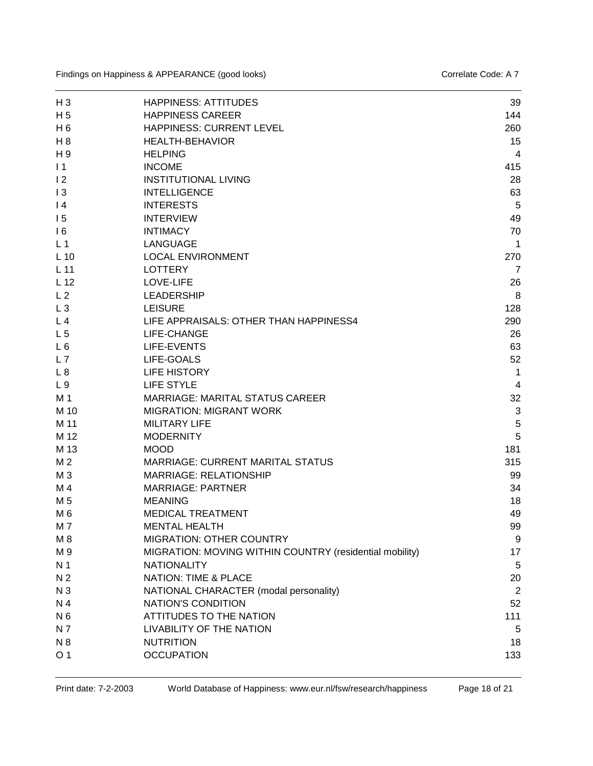| | | |
|---|---|---|
| H 3 | HAPPINESS: ATTITUDES | 39 |
| H 5 | HAPPINESS CAREER | 144 |
| H 6 | HAPPINESS: CURRENT LEVEL | 260 |
| H 8 | HEALTH-BEHAVIOR | 15 |
| H 9 | HELPING | 4 |
| I 1 | INCOME | 415 |
| I 2 | INSTITUTIONAL LIVING | 28 |
| I 3 | INTELLIGENCE | 63 |
| I 4 | INTERESTS | 5 |
| I 5 | INTERVIEW | 49 |
| I 6 | INTIMACY | 70 |
| L 1 | LANGUAGE | 1 |
| L 10 | LOCAL ENVIRONMENT | 270 |
| L 11 | LOTTERY | 7 |
| L 12 | LOVE-LIFE | 26 |
| L 2 | LEADERSHIP | 8 |
| L 3 | LEISURE | 128 |
| L 4 | LIFE APPRAISALS: OTHER THAN HAPPINESS4 | 290 |
| L 5 | LIFE-CHANGE | 26 |
| L 6 | LIFE-EVENTS | 63 |
| L 7 | LIFE-GOALS | 52 |
| L 8 | LIFE HISTORY | 1 |
| L 9 | LIFE STYLE | 4 |
| M 1 | MARRIAGE: MARITAL STATUS CAREER | 32 |
| M 10 | MIGRATION: MIGRANT WORK | 3 |
| M 11 | MILITARY LIFE | 5 |
| M 12 | MODERNITY | 5 |
| M 13 | MOOD | 181 |
| M 2 | MARRIAGE: CURRENT MARITAL STATUS | 315 |
| M 3 | MARRIAGE: RELATIONSHIP | 99 |
| M 4 | MARRIAGE: PARTNER | 34 |
| M 5 | MEANING | 18 |
| M 6 | MEDICAL TREATMENT | 49 |
| M 7 | MENTAL HEALTH | 99 |
| M 8 | MIGRATION: OTHER COUNTRY | 9 |
| M 9 | MIGRATION: MOVING WITHIN COUNTRY (residential mobility) | 17 |
| N 1 | NATIONALITY | 5 |
| N 2 | NATION: TIME & PLACE | 20 |
| N 3 | NATIONAL CHARACTER (modal personality) | 2 |
| N 4 | NATION'S CONDITION | 52 |
| N 6 | ATTITUDES TO THE NATION | 111 |
| N 7 | LIVABILITY OF THE NATION | 5 |
| N 8 | NUTRITION | 18 |
| O 1 | OCCUPATION | 133 |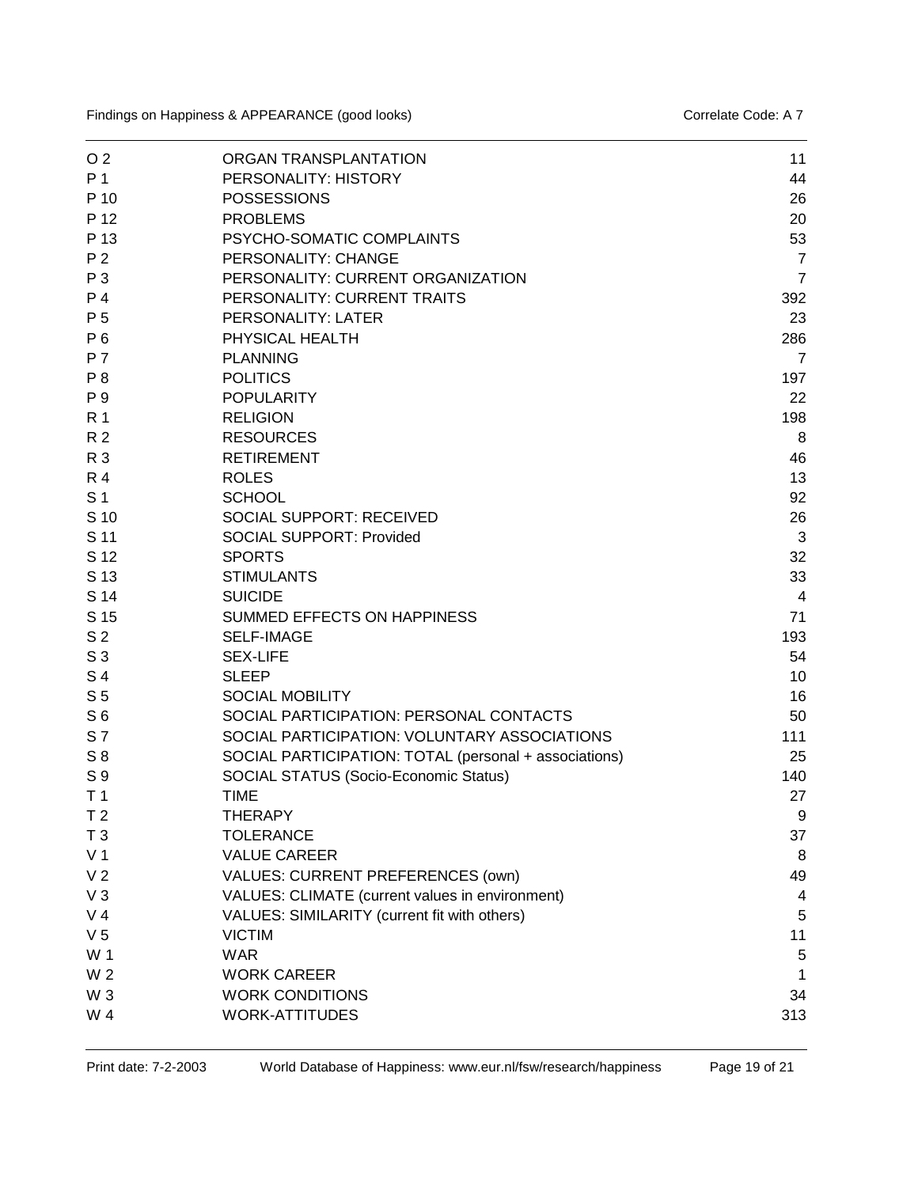| | | |
|---|---|---|
| O 2 | ORGAN TRANSPLANTATION | 11 |
| P 1 | PERSONALITY: HISTORY | 44 |
| P 10 | POSSESSIONS | 26 |
| P 12 | PROBLEMS | 20 |
| P 13 | PSYCHO-SOMATIC COMPLAINTS | 53 |
| P 2 | PERSONALITY: CHANGE | 7 |
| P 3 | PERSONALITY: CURRENT ORGANIZATION | 7 |
| P 4 | PERSONALITY: CURRENT TRAITS | 392 |
| P 5 | PERSONALITY: LATER | 23 |
| P 6 | PHYSICAL HEALTH | 286 |
| P 7 | PLANNING | 7 |
| P 8 | POLITICS | 197 |
| P 9 | POPULARITY | 22 |
| R 1 | RELIGION | 198 |
| R 2 | RESOURCES | 8 |
| R 3 | RETIREMENT | 46 |
| R 4 | ROLES | 13 |
| S 1 | SCHOOL | 92 |
| S 10 | SOCIAL SUPPORT: RECEIVED | 26 |
| S 11 | SOCIAL SUPPORT: Provided | 3 |
| S 12 | SPORTS | 32 |
| S 13 | STIMULANTS | 33 |
| S 14 | SUICIDE | 4 |
| S 15 | SUMMED EFFECTS ON HAPPINESS | 71 |
| S 2 | SELF-IMAGE | 193 |
| S 3 | SEX-LIFE | 54 |
| S 4 | SLEEP | 10 |
| S 5 | SOCIAL MOBILITY | 16 |
| S 6 | SOCIAL PARTICIPATION: PERSONAL CONTACTS | 50 |
| S 7 | SOCIAL PARTICIPATION: VOLUNTARY ASSOCIATIONS | 111 |
| S 8 | SOCIAL PARTICIPATION: TOTAL (personal + associations) | 25 |
| S 9 | SOCIAL STATUS (Socio-Economic Status) | 140 |
| T 1 | TIME | 27 |
| T 2 | THERAPY | 9 |
| T 3 | TOLERANCE | 37 |
| V 1 | VALUE CAREER | 8 |
| V 2 | VALUES: CURRENT PREFERENCES (own) | 49 |
| V 3 | VALUES: CLIMATE (current values in environment) | 4 |
| V 4 | VALUES: SIMILARITY (current fit with others) | 5 |
| V 5 | VICTIM | 11 |
| W 1 | WAR | 5 |
| W 2 | WORK CAREER | 1 |
| W 3 | WORK CONDITIONS | 34 |
| W 4 | WORK-ATTITUDES | 313 |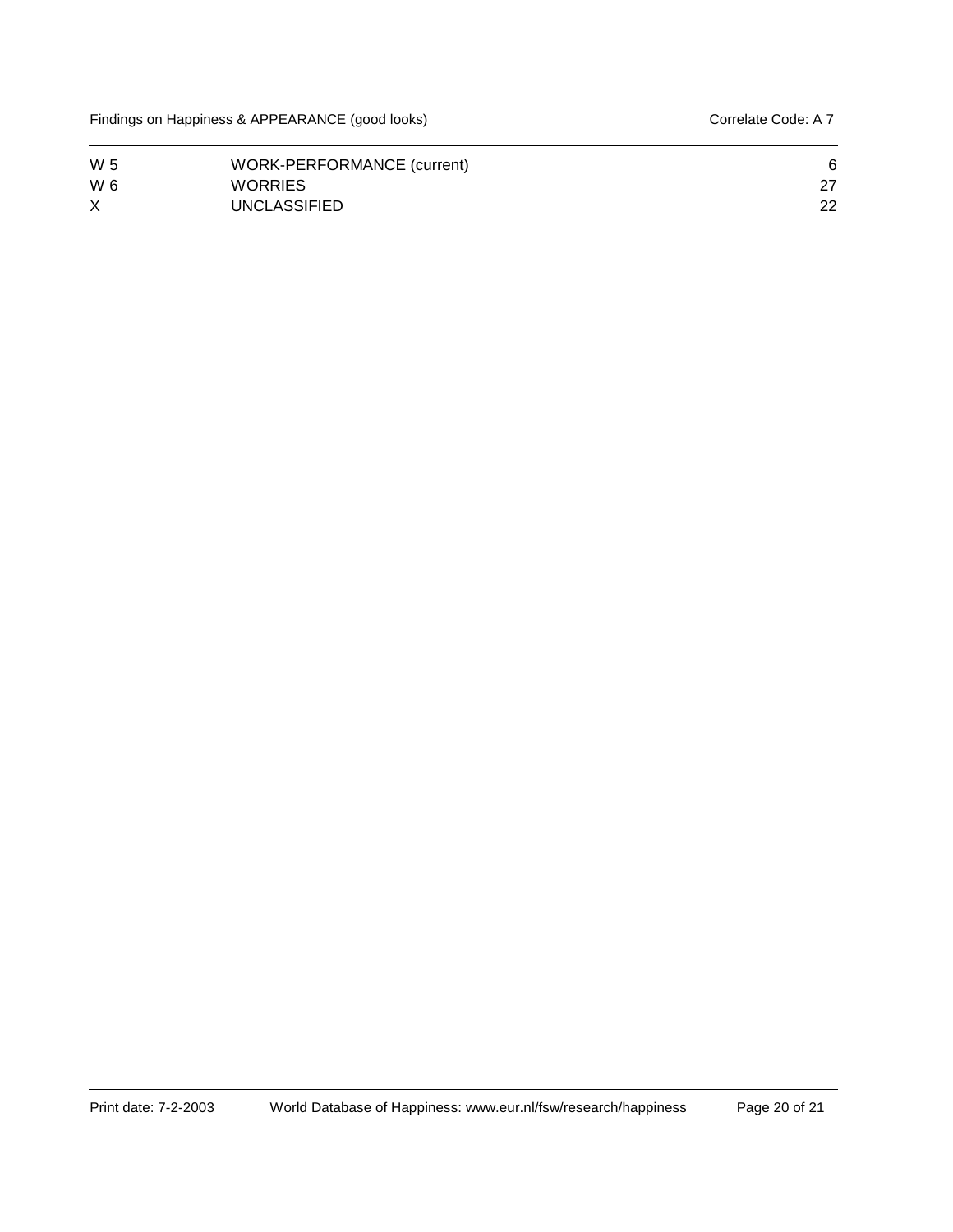| | | |
|---|---|---|
| W 5 | WORK-PERFORMANCE (current) | 6 |
| W 6 | WORRIES | 27 |
| X | UNCLASSIFIED | 22 |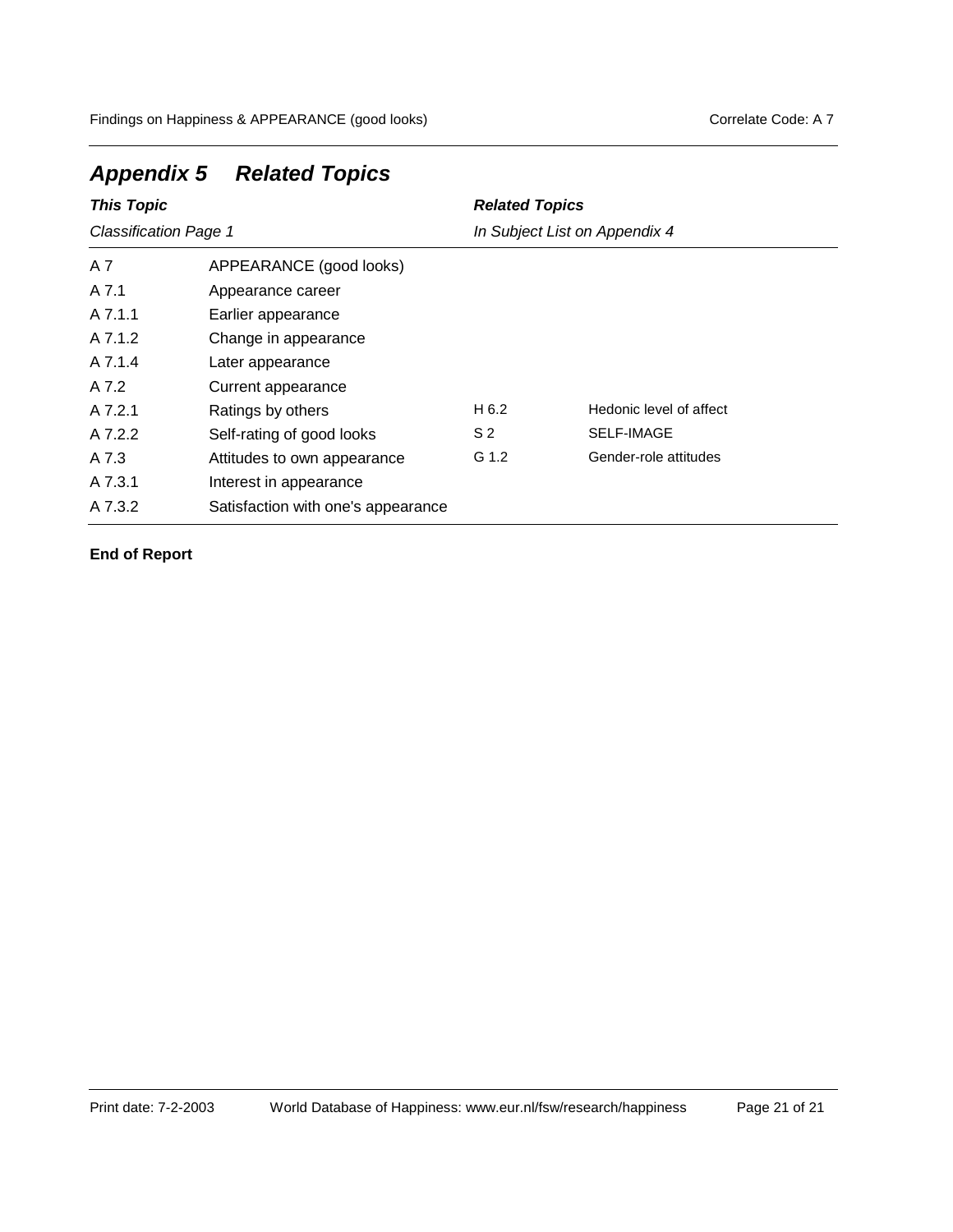# *Appendix 5 Related Topics*

| ***This Topic*** | | ***Related Topics*** | |
|---|---|---|---|
| *Classification Page 1* | | *In Subject List on Appendix 4* | |
| A 7 | APPEARANCE (good looks) | | |
| A 7.1 | Appearance career | | |
| A 7.1.1 | Earlier appearance | | |
| A 7.1.2 | Change in appearance | | |
| A 7.1.4 | Later appearance | | |
| A 7.2 | Current appearance | | |
| A 7.2.1 | Ratings by others | H 6.2 | Hedonic level of affect |
| A 7.2.2 | Self-rating of good looks | S 2 | SELF-IMAGE |
| A 7.3 | Attitudes to own appearance | G 1.2 | Gender-role attitudes |
| A 7.3.1 | Interest in appearance | | |
| A 7.3.2 | Satisfaction with one's appearance | | |

**End of Report**